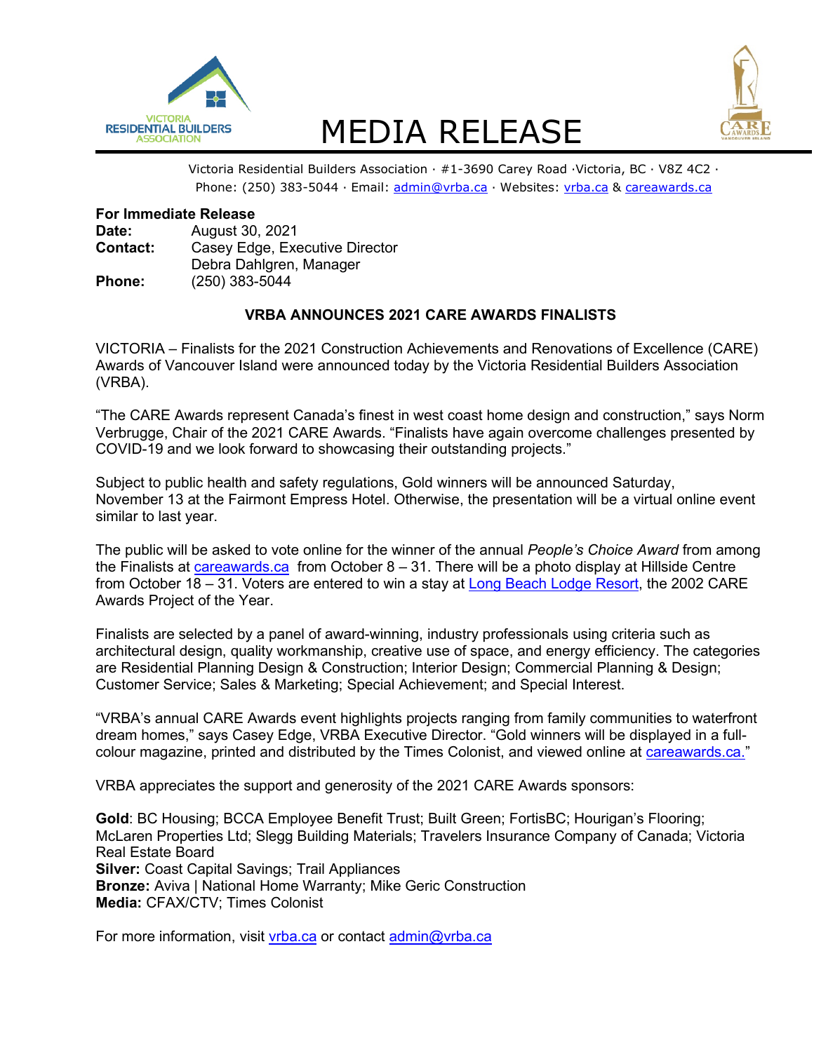VICTORIA RESIDENTIAL BUILDERS ASSOCIATION

# MEDIA RELEASE

Victoria Residential Builders Association · #1-3690 Carey Road ·Victoria, BC · V8Z 4C2 · Phone: (250) 383-5044 · Email: admin@vrba.ca · Websites: vrba.ca & careawards.ca

**For Immediate Release**
**Date:** August 30, 2021
**Contact:** Casey Edge, Executive Director
Debra Dahlgren, Manager
**Phone:** (250) 383-5044

## VRBA ANNOUNCES 2021 CARE AWARDS FINALISTS

VICTORIA – Finalists for the 2021 Construction Achievements and Renovations of Excellence (CARE) Awards of Vancouver Island were announced today by the Victoria Residential Builders Association (VRBA).

"The CARE Awards represent Canada's finest in west coast home design and construction," says Norm Verbrugge, Chair of the 2021 CARE Awards. "Finalists have again overcome challenges presented by COVID-19 and we look forward to showcasing their outstanding projects."

Subject to public health and safety regulations, Gold winners will be announced Saturday, November 13 at the Fairmont Empress Hotel. Otherwise, the presentation will be a virtual online event similar to last year.

The public will be asked to vote online for the winner of the annual *People's Choice Award* from among the Finalists at careawards.ca from October 8 – 31. There will be a photo display at Hillside Centre from October 18 – 31. Voters are entered to win a stay at Long Beach Lodge Resort, the 2002 CARE Awards Project of the Year.

Finalists are selected by a panel of award-winning, industry professionals using criteria such as architectural design, quality workmanship, creative use of space, and energy efficiency. The categories are Residential Planning Design & Construction; Interior Design; Commercial Planning & Design; Customer Service; Sales & Marketing; Special Achievement; and Special Interest.

"VRBA's annual CARE Awards event highlights projects ranging from family communities to waterfront dream homes," says Casey Edge, VRBA Executive Director. "Gold winners will be displayed in a full-colour magazine, printed and distributed by the Times Colonist, and viewed online at careawards.ca."

VRBA appreciates the support and generosity of the 2021 CARE Awards sponsors:

**Gold**: BC Housing; BCCA Employee Benefit Trust; Built Green; FortisBC; Hourigan's Flooring; McLaren Properties Ltd; Slegg Building Materials; Travelers Insurance Company of Canada; Victoria Real Estate Board
**Silver:** Coast Capital Savings; Trail Appliances
**Bronze:** Aviva | National Home Warranty; Mike Geric Construction
**Media:** CFAX/CTV; Times Colonist

For more information, visit vrba.ca or contact admin@vrba.ca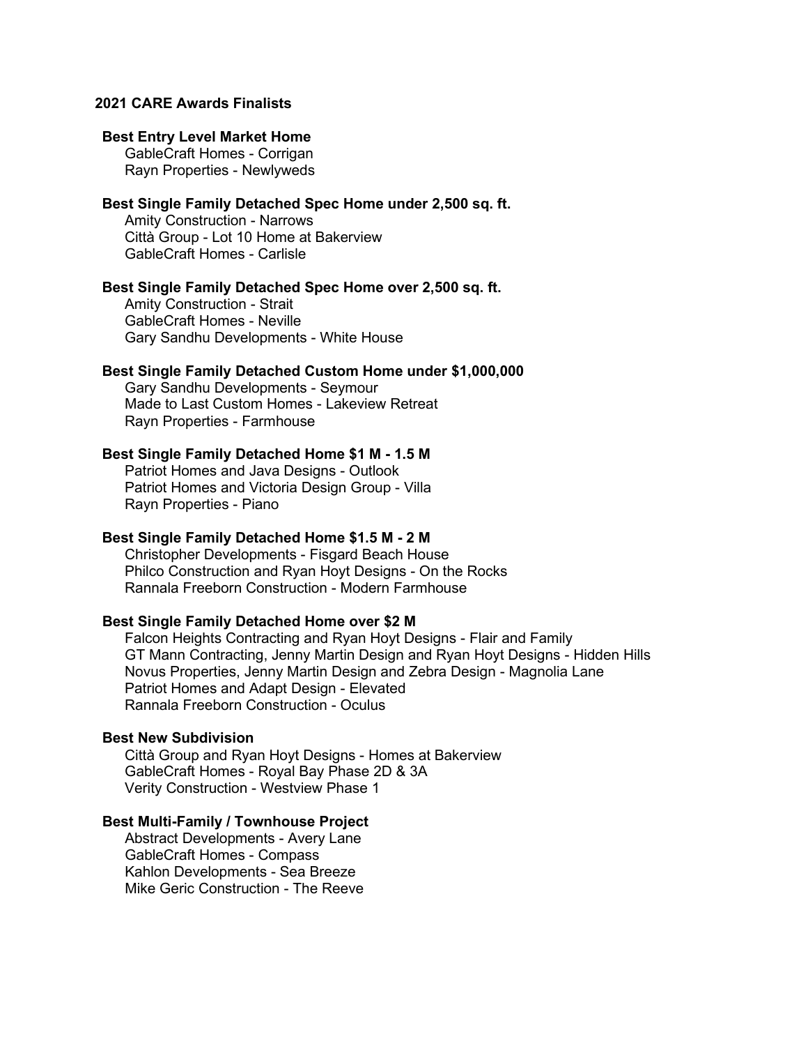## 2021 CARE Awards Finalists

### Best Entry Level Market Home

- GableCraft Homes - Corrigan
- Rayn Properties - Newlyweds

### Best Single Family Detached Spec Home under 2,500 sq. ft.

- Amity Construction - Narrows
- Città Group - Lot 10 Home at Bakerview
- GableCraft Homes - Carlisle

### Best Single Family Detached Spec Home over 2,500 sq. ft.

- Amity Construction - Strait
- GableCraft Homes - Neville
- Gary Sandhu Developments - White House

### Best Single Family Detached Custom Home under $1,000,000

- Gary Sandhu Developments - Seymour
- Made to Last Custom Homes - Lakeview Retreat
- Rayn Properties - Farmhouse

### Best Single Family Detached Home $1 M - 1.5 M

- Patriot Homes and Java Designs - Outlook
- Patriot Homes and Victoria Design Group - Villa
- Rayn Properties - Piano

### Best Single Family Detached Home $1.5 M - 2 M

- Christopher Developments - Fisgard Beach House
- Philco Construction and Ryan Hoyt Designs - On the Rocks
- Rannala Freeborn Construction - Modern Farmhouse

### Best Single Family Detached Home over $2 M

- Falcon Heights Contracting and Ryan Hoyt Designs - Flair and Family
- GT Mann Contracting, Jenny Martin Design and Ryan Hoyt Designs - Hidden Hills
- Novus Properties, Jenny Martin Design and Zebra Design - Magnolia Lane
- Patriot Homes and Adapt Design - Elevated
- Rannala Freeborn Construction - Oculus

### Best New Subdivision

- Città Group and Ryan Hoyt Designs - Homes at Bakerview
- GableCraft Homes - Royal Bay Phase 2D & 3A
- Verity Construction - Westview Phase 1

### Best Multi-Family / Townhouse Project

- Abstract Developments - Avery Lane
- GableCraft Homes - Compass
- Kahlon Developments - Sea Breeze
- Mike Geric Construction - The Reeve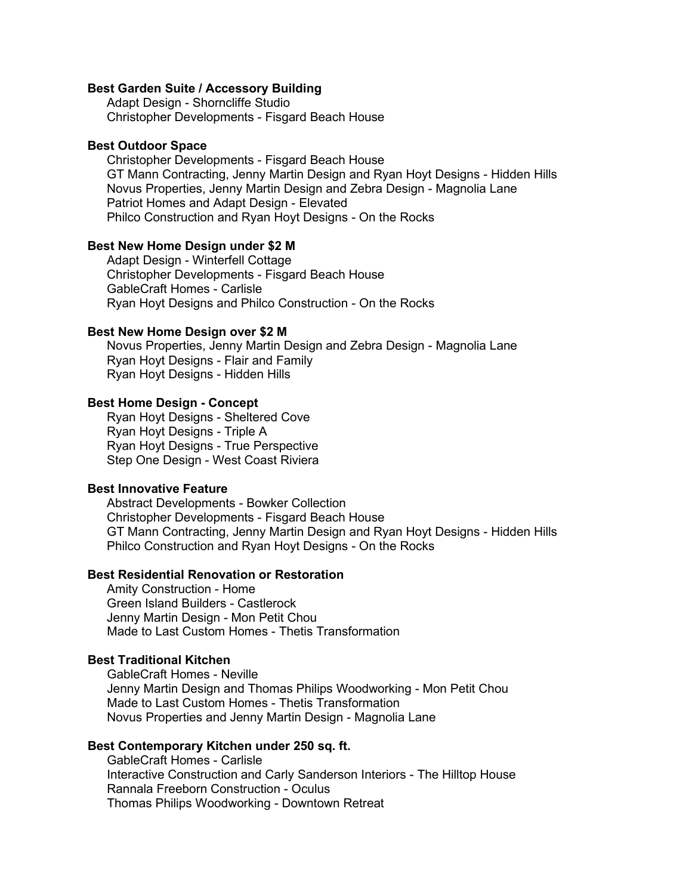**Best Garden Suite / Accessory Building**

Adapt Design - Shorncliffe Studio
Christopher Developments - Fisgard Beach House

**Best Outdoor Space**

Christopher Developments - Fisgard Beach House
GT Mann Contracting, Jenny Martin Design and Ryan Hoyt Designs - Hidden Hills
Novus Properties, Jenny Martin Design and Zebra Design - Magnolia Lane
Patriot Homes and Adapt Design - Elevated
Philco Construction and Ryan Hoyt Designs - On the Rocks

**Best New Home Design under $2 M**

Adapt Design - Winterfell Cottage
Christopher Developments - Fisgard Beach House
GableCraft Homes - Carlisle
Ryan Hoyt Designs and Philco Construction - On the Rocks

**Best New Home Design over $2 M**

Novus Properties, Jenny Martin Design and Zebra Design - Magnolia Lane
Ryan Hoyt Designs - Flair and Family
Ryan Hoyt Designs - Hidden Hills

**Best Home Design - Concept**

Ryan Hoyt Designs - Sheltered Cove
Ryan Hoyt Designs - Triple A
Ryan Hoyt Designs - True Perspective
Step One Design - West Coast Riviera

**Best Innovative Feature**

Abstract Developments - Bowker Collection
Christopher Developments - Fisgard Beach House
GT Mann Contracting, Jenny Martin Design and Ryan Hoyt Designs - Hidden Hills
Philco Construction and Ryan Hoyt Designs - On the Rocks

**Best Residential Renovation or Restoration**

Amity Construction - Home
Green Island Builders - Castlerock
Jenny Martin Design - Mon Petit Chou
Made to Last Custom Homes - Thetis Transformation

**Best Traditional Kitchen**

GableCraft Homes - Neville
Jenny Martin Design and Thomas Philips Woodworking - Mon Petit Chou
Made to Last Custom Homes - Thetis Transformation
Novus Properties and Jenny Martin Design - Magnolia Lane

**Best Contemporary Kitchen under 250 sq. ft.**

GableCraft Homes - Carlisle
Interactive Construction and Carly Sanderson Interiors - The Hilltop House
Rannala Freeborn Construction - Oculus
Thomas Philips Woodworking - Downtown Retreat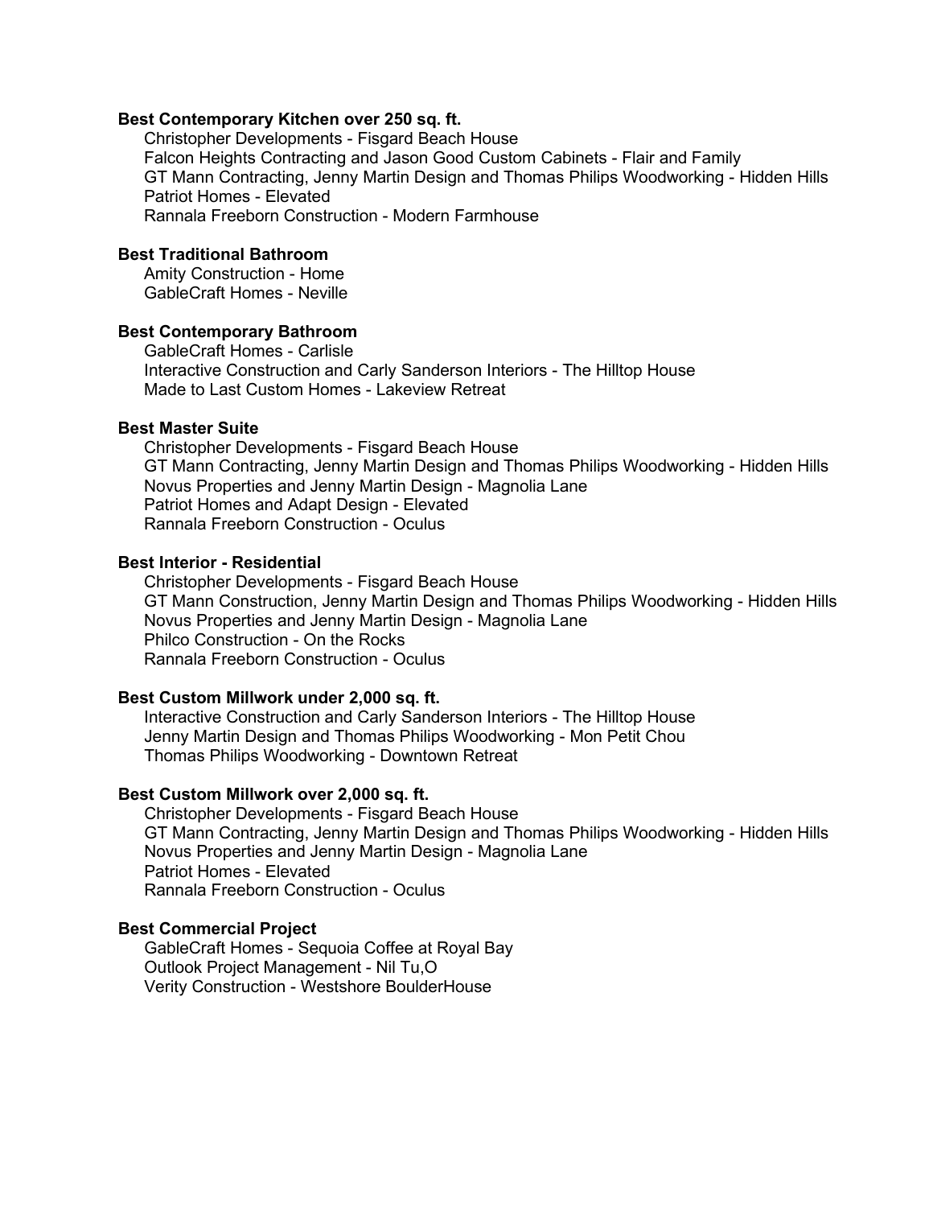**Best Contemporary Kitchen over 250 sq. ft.**

Christopher Developments - Fisgard Beach House
Falcon Heights Contracting and Jason Good Custom Cabinets - Flair and Family
GT Mann Contracting, Jenny Martin Design and Thomas Philips Woodworking - Hidden Hills
Patriot Homes - Elevated
Rannala Freeborn Construction - Modern Farmhouse

**Best Traditional Bathroom**

Amity Construction - Home
GableCraft Homes - Neville

**Best Contemporary Bathroom**

GableCraft Homes - Carlisle
Interactive Construction and Carly Sanderson Interiors - The Hilltop House
Made to Last Custom Homes - Lakeview Retreat

**Best Master Suite**

Christopher Developments - Fisgard Beach House
GT Mann Contracting, Jenny Martin Design and Thomas Philips Woodworking - Hidden Hills
Novus Properties and Jenny Martin Design - Magnolia Lane
Patriot Homes and Adapt Design - Elevated
Rannala Freeborn Construction - Oculus

**Best Interior - Residential**

Christopher Developments - Fisgard Beach House
GT Mann Construction, Jenny Martin Design and Thomas Philips Woodworking - Hidden Hills
Novus Properties and Jenny Martin Design - Magnolia Lane
Philco Construction - On the Rocks
Rannala Freeborn Construction - Oculus

**Best Custom Millwork under 2,000 sq. ft.**

Interactive Construction and Carly Sanderson Interiors - The Hilltop House
Jenny Martin Design and Thomas Philips Woodworking - Mon Petit Chou
Thomas Philips Woodworking - Downtown Retreat

**Best Custom Millwork over 2,000 sq. ft.**

Christopher Developments - Fisgard Beach House
GT Mann Contracting, Jenny Martin Design and Thomas Philips Woodworking - Hidden Hills
Novus Properties and Jenny Martin Design - Magnolia Lane
Patriot Homes - Elevated
Rannala Freeborn Construction - Oculus

**Best Commercial Project**

GableCraft Homes - Sequoia Coffee at Royal Bay
Outlook Project Management - Nil Tu,O
Verity Construction - Westshore BoulderHouse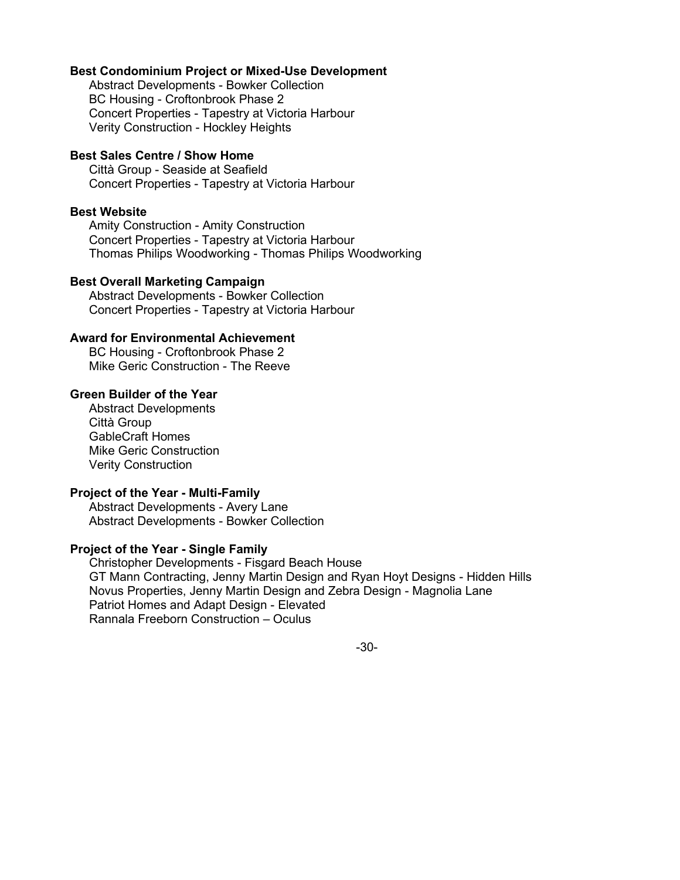**Best Condominium Project or Mixed-Use Development**

Abstract Developments - Bowker Collection
BC Housing - Croftonbrook Phase 2
Concert Properties - Tapestry at Victoria Harbour
Verity Construction - Hockley Heights

**Best Sales Centre / Show Home**

Città Group - Seaside at Seafield
Concert Properties - Tapestry at Victoria Harbour

**Best Website**

Amity Construction - Amity Construction
Concert Properties - Tapestry at Victoria Harbour
Thomas Philips Woodworking - Thomas Philips Woodworking

**Best Overall Marketing Campaign**

Abstract Developments - Bowker Collection
Concert Properties - Tapestry at Victoria Harbour

**Award for Environmental Achievement**

BC Housing - Croftonbrook Phase 2
Mike Geric Construction - The Reeve

**Green Builder of the Year**

Abstract Developments
Città Group
GableCraft Homes
Mike Geric Construction
Verity Construction

**Project of the Year - Multi-Family**

Abstract Developments - Avery Lane
Abstract Developments - Bowker Collection

**Project of the Year - Single Family**

Christopher Developments - Fisgard Beach House
GT Mann Contracting, Jenny Martin Design and Ryan Hoyt Designs - Hidden Hills
Novus Properties, Jenny Martin Design and Zebra Design - Magnolia Lane
Patriot Homes and Adapt Design - Elevated
Rannala Freeborn Construction – Oculus

-30-